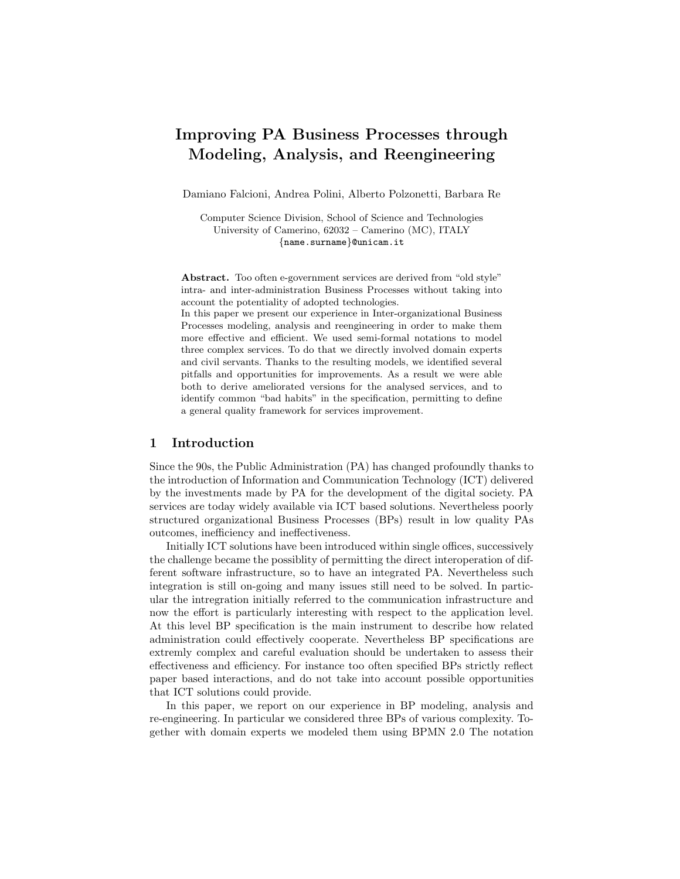# Improving PA Business Processes through Modeling, Analysis, and Reengineering

Damiano Falcioni, Andrea Polini, Alberto Polzonetti, Barbara Re

Computer Science Division, School of Science and Technologies
University of Camerino, 62032 – Camerino (MC), ITALY
{name.surname}@unicam.it

**Abstract.** Too often e-government services are derived from "old style" intra- and inter-administration Business Processes without taking into account the potentiality of adopted technologies.
In this paper we present our experience in Inter-organizational Business Processes modeling, analysis and reengineering in order to make them more effective and efficient. We used semi-formal notations to model three complex services. To do that we directly involved domain experts and civil servants. Thanks to the resulting models, we identified several pitfalls and opportunities for improvements. As a result we were able both to derive ameliorated versions for the analysed services, and to identify common "bad habits" in the specification, permitting to define a general quality framework for services improvement.

## 1 Introduction

Since the 90s, the Public Administration (PA) has changed profoundly thanks to the introduction of Information and Communication Technology (ICT) delivered by the investments made by PA for the development of the digital society. PA services are today widely available via ICT based solutions. Nevertheless poorly structured organizational Business Processes (BPs) result in low quality PAs outcomes, inefficiency and ineffectiveness.

Initially ICT solutions have been introduced within single offices, successively the challenge became the possiblity of permitting the direct interoperation of different software infrastructure, so to have an integrated PA. Nevertheless such integration is still on-going and many issues still need to be solved. In particular the intregration initially referred to the communication infrastructure and now the effort is particularly interesting with respect to the application level. At this level BP specification is the main instrument to describe how related administration could effectively cooperate. Nevertheless BP specifications are extremly complex and careful evaluation should be undertaken to assess their effectiveness and efficiency. For instance too often specified BPs strictly reflect paper based interactions, and do not take into account possible opportunities that ICT solutions could provide.

In this paper, we report on our experience in BP modeling, analysis and re-engineering. In particular we considered three BPs of various complexity. Together with domain experts we modeled them using BPMN 2.0 The notation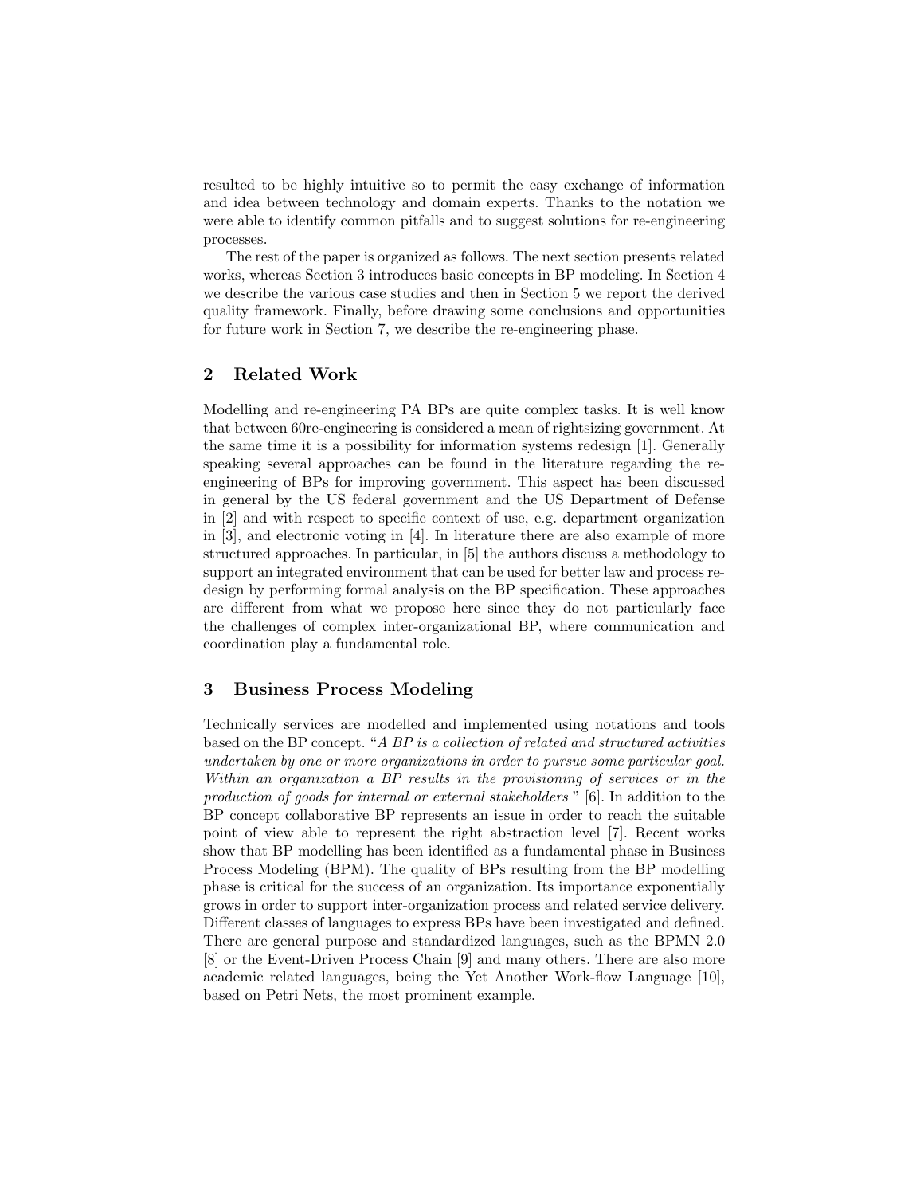resulted to be highly intuitive so to permit the easy exchange of information and idea between technology and domain experts. Thanks to the notation we were able to identify common pitfalls and to suggest solutions for re-engineering processes.

The rest of the paper is organized as follows. The next section presents related works, whereas Section 3 introduces basic concepts in BP modeling. In Section 4 we describe the various case studies and then in Section 5 we report the derived quality framework. Finally, before drawing some conclusions and opportunities for future work in Section 7, we describe the re-engineering phase.

## 2 Related Work

Modelling and re-engineering PA BPs are quite complex tasks. It is well know that between 60re-engineering is considered a mean of rightsizing government. At the same time it is a possibility for information systems redesign [1]. Generally speaking several approaches can be found in the literature regarding the re-engineering of BPs for improving government. This aspect has been discussed in general by the US federal government and the US Department of Defense in [2] and with respect to specific context of use, e.g. department organization in [3], and electronic voting in [4]. In literature there are also example of more structured approaches. In particular, in [5] the authors discuss a methodology to support an integrated environment that can be used for better law and process re-design by performing formal analysis on the BP specification. These approaches are different from what we propose here since they do not particularly face the challenges of complex inter-organizational BP, where communication and coordination play a fundamental role.

## 3 Business Process Modeling

Technically services are modelled and implemented using notations and tools based on the BP concept. "*A BP is a collection of related and structured activities undertaken by one or more organizations in order to pursue some particular goal. Within an organization a BP results in the provisioning of services or in the production of goods for internal or external stakeholders* " [6]. In addition to the BP concept collaborative BP represents an issue in order to reach the suitable point of view able to represent the right abstraction level [7]. Recent works show that BP modelling has been identified as a fundamental phase in Business Process Modeling (BPM). The quality of BPs resulting from the BP modelling phase is critical for the success of an organization. Its importance exponentially grows in order to support inter-organization process and related service delivery. Different classes of languages to express BPs have been investigated and defined. There are general purpose and standardized languages, such as the BPMN 2.0 [8] or the Event-Driven Process Chain [9] and many others. There are also more academic related languages, being the Yet Another Work-flow Language [10], based on Petri Nets, the most prominent example.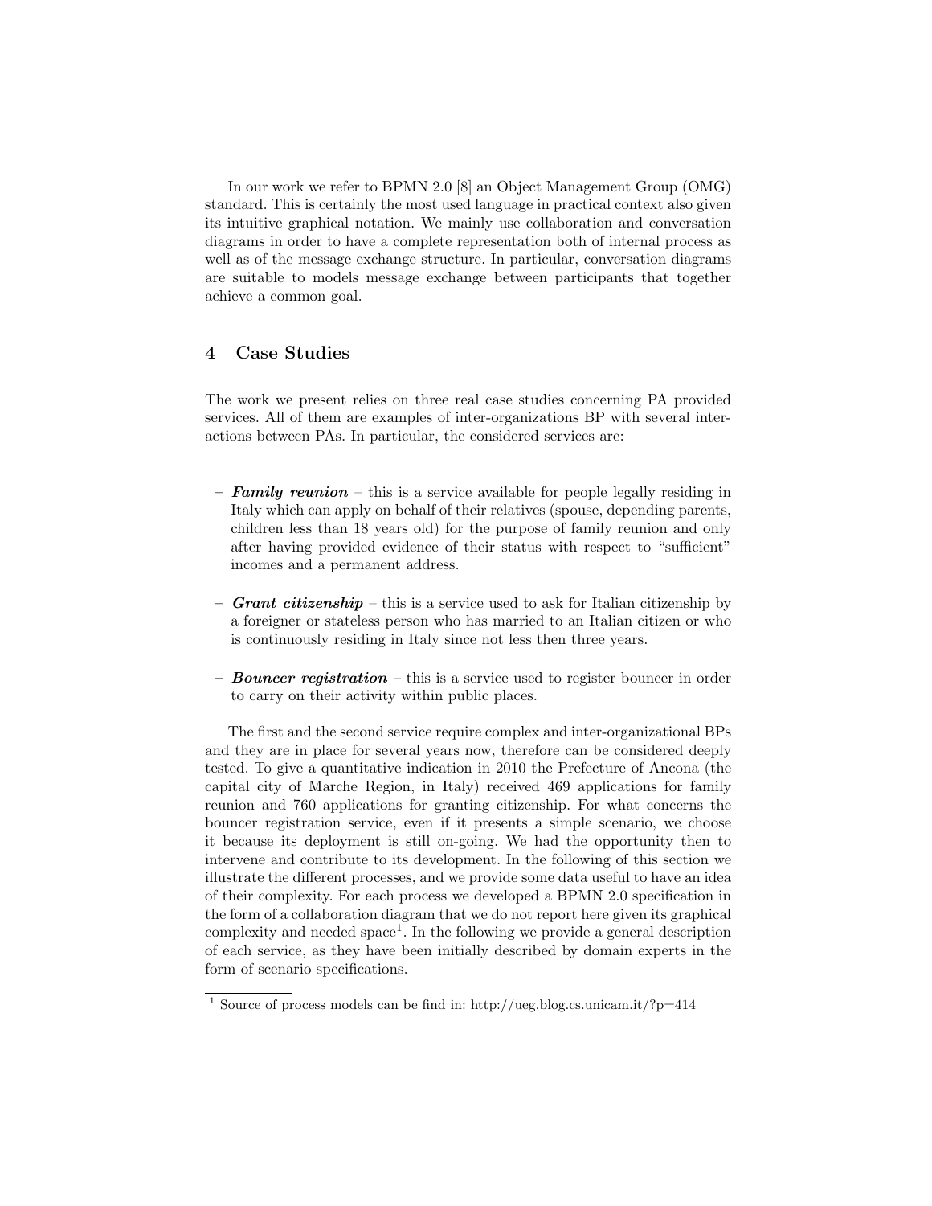In our work we refer to BPMN 2.0 [8] an Object Management Group (OMG) standard. This is certainly the most used language in practical context also given its intuitive graphical notation. We mainly use collaboration and conversation diagrams in order to have a complete representation both of internal process as well as of the message exchange structure. In particular, conversation diagrams are suitable to models message exchange between participants that together achieve a common goal.

## 4 Case Studies

The work we present relies on three real case studies concerning PA provided services. All of them are examples of inter-organizations BP with several interactions between PAs. In particular, the considered services are:

- ***Family reunion*** – this is a service available for people legally residing in Italy which can apply on behalf of their relatives (spouse, depending parents, children less than 18 years old) for the purpose of family reunion and only after having provided evidence of their status with respect to "sufficient" incomes and a permanent address.
- ***Grant citizenship*** – this is a service used to ask for Italian citizenship by a foreigner or stateless person who has married to an Italian citizen or who is continuously residing in Italy since not less then three years.
- ***Bouncer registration*** – this is a service used to register bouncer in order to carry on their activity within public places.

The first and the second service require complex and inter-organizational BPs and they are in place for several years now, therefore can be considered deeply tested. To give a quantitative indication in 2010 the Prefecture of Ancona (the capital city of Marche Region, in Italy) received 469 applications for family reunion and 760 applications for granting citizenship. For what concerns the bouncer registration service, even if it presents a simple scenario, we choose it because its deployment is still on-going. We had the opportunity then to intervene and contribute to its development. In the following of this section we illustrate the different processes, and we provide some data useful to have an idea of their complexity. For each process we developed a BPMN 2.0 specification in the form of a collaboration diagram that we do not report here given its graphical complexity and needed space[1]. In the following we provide a general description of each service, as they have been initially described by domain experts in the form of scenario specifications.

[1] Source of process models can be find in: http://ueg.blog.cs.unicam.it/?p=414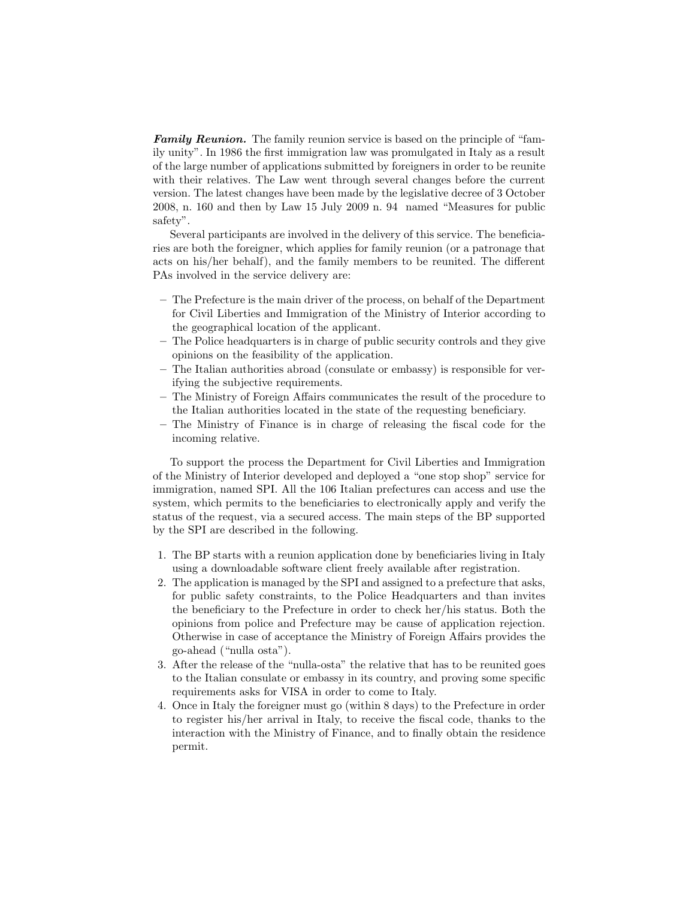***Family Reunion.*** The family reunion service is based on the principle of "family unity". In 1986 the first immigration law was promulgated in Italy as a result of the large number of applications submitted by foreigners in order to be reunite with their relatives. The Law went through several changes before the current version. The latest changes have been made by the legislative decree of 3 October 2008, n. 160 and then by Law 15 July 2009 n. 94 named "Measures for public safety".

Several participants are involved in the delivery of this service. The beneficiaries are both the foreigner, which applies for family reunion (or a patronage that acts on his/her behalf), and the family members to be reunited. The different PAs involved in the service delivery are:

- The Prefecture is the main driver of the process, on behalf of the Department for Civil Liberties and Immigration of the Ministry of Interior according to the geographical location of the applicant.
- The Police headquarters is in charge of public security controls and they give opinions on the feasibility of the application.
- The Italian authorities abroad (consulate or embassy) is responsible for verifying the subjective requirements.
- The Ministry of Foreign Affairs communicates the result of the procedure to the Italian authorities located in the state of the requesting beneficiary.
- The Ministry of Finance is in charge of releasing the fiscal code for the incoming relative.

To support the process the Department for Civil Liberties and Immigration of the Ministry of Interior developed and deployed a "one stop shop" service for immigration, named SPI. All the 106 Italian prefectures can access and use the system, which permits to the beneficiaries to electronically apply and verify the status of the request, via a secured access. The main steps of the BP supported by the SPI are described in the following.

1. The BP starts with a reunion application done by beneficiaries living in Italy using a downloadable software client freely available after registration.
2. The application is managed by the SPI and assigned to a prefecture that asks, for public safety constraints, to the Police Headquarters and than invites the beneficiary to the Prefecture in order to check her/his status. Both the opinions from police and Prefecture may be cause of application rejection. Otherwise in case of acceptance the Ministry of Foreign Affairs provides the go-ahead ("nulla osta").
3. After the release of the "nulla-osta" the relative that has to be reunited goes to the Italian consulate or embassy in its country, and proving some specific requirements asks for VISA in order to come to Italy.
4. Once in Italy the foreigner must go (within 8 days) to the Prefecture in order to register his/her arrival in Italy, to receive the fiscal code, thanks to the interaction with the Ministry of Finance, and to finally obtain the residence permit.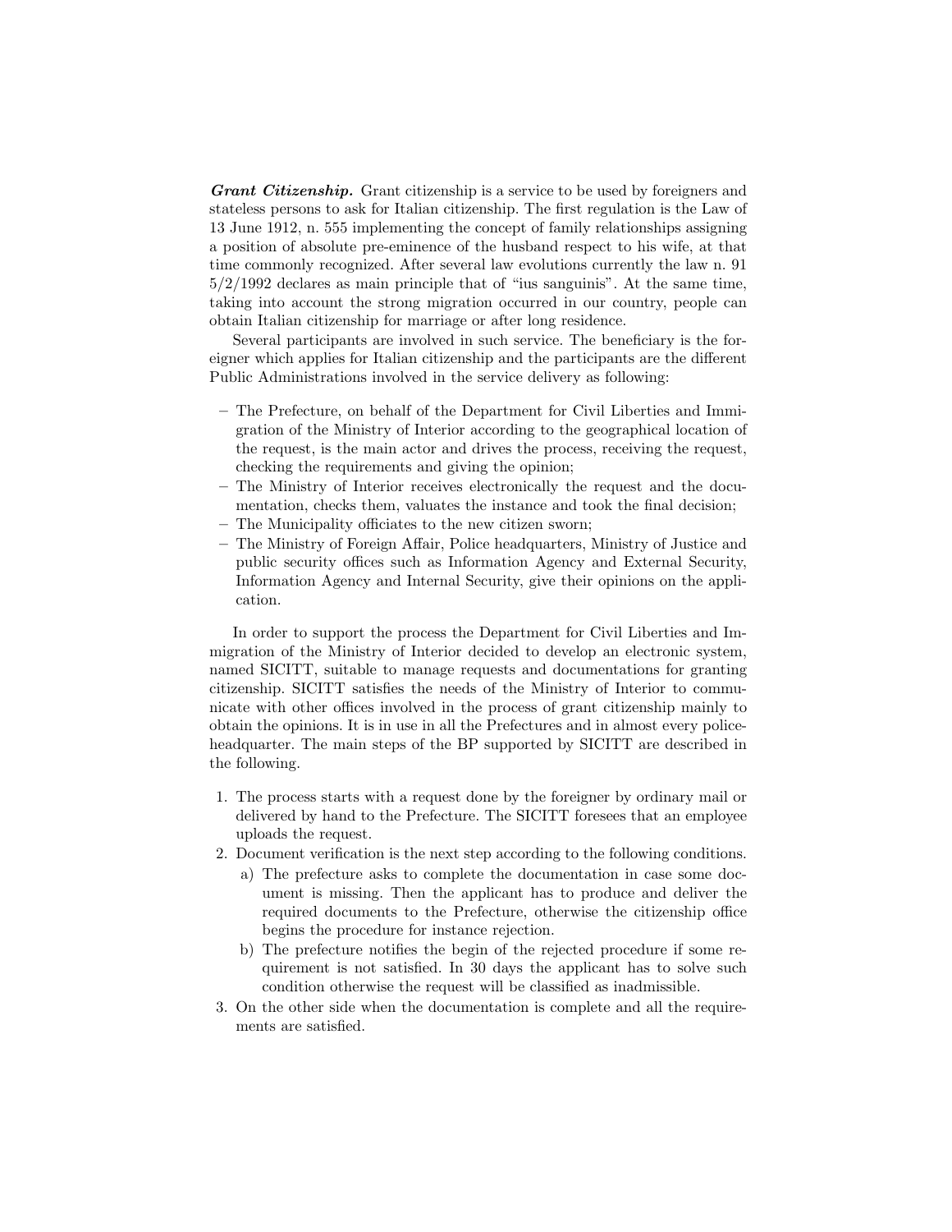***Grant Citizenship.*** Grant citizenship is a service to be used by foreigners and stateless persons to ask for Italian citizenship. The first regulation is the Law of 13 June 1912, n. 555 implementing the concept of family relationships assigning a position of absolute pre-eminence of the husband respect to his wife, at that time commonly recognized. After several law evolutions currently the law n. 91 5/2/1992 declares as main principle that of "ius sanguinis". At the same time, taking into account the strong migration occurred in our country, people can obtain Italian citizenship for marriage or after long residence.

Several participants are involved in such service. The beneficiary is the foreigner which applies for Italian citizenship and the participants are the different Public Administrations involved in the service delivery as following:

- The Prefecture, on behalf of the Department for Civil Liberties and Immigration of the Ministry of Interior according to the geographical location of the request, is the main actor and drives the process, receiving the request, checking the requirements and giving the opinion;
- The Ministry of Interior receives electronically the request and the documentation, checks them, valuates the instance and took the final decision;
- The Municipality officiates to the new citizen sworn;
- The Ministry of Foreign Affair, Police headquarters, Ministry of Justice and public security offices such as Information Agency and External Security, Information Agency and Internal Security, give their opinions on the application.

In order to support the process the Department for Civil Liberties and Immigration of the Ministry of Interior decided to develop an electronic system, named SICITT, suitable to manage requests and documentations for granting citizenship. SICITT satisfies the needs of the Ministry of Interior to communicate with other offices involved in the process of grant citizenship mainly to obtain the opinions. It is in use in all the Prefectures and in almost every police-headquarter. The main steps of the BP supported by SICITT are described in the following.

1. The process starts with a request done by the foreigner by ordinary mail or delivered by hand to the Prefecture. The SICITT foresees that an employee uploads the request.
2. Document verification is the next step according to the following conditions.
   a) The prefecture asks to complete the documentation in case some document is missing. Then the applicant has to produce and deliver the required documents to the Prefecture, otherwise the citizenship office begins the procedure for instance rejection.
   b) The prefecture notifies the begin of the rejected procedure if some requirement is not satisfied. In 30 days the applicant has to solve such condition otherwise the request will be classified as inadmissible.
3. On the other side when the documentation is complete and all the requirements are satisfied.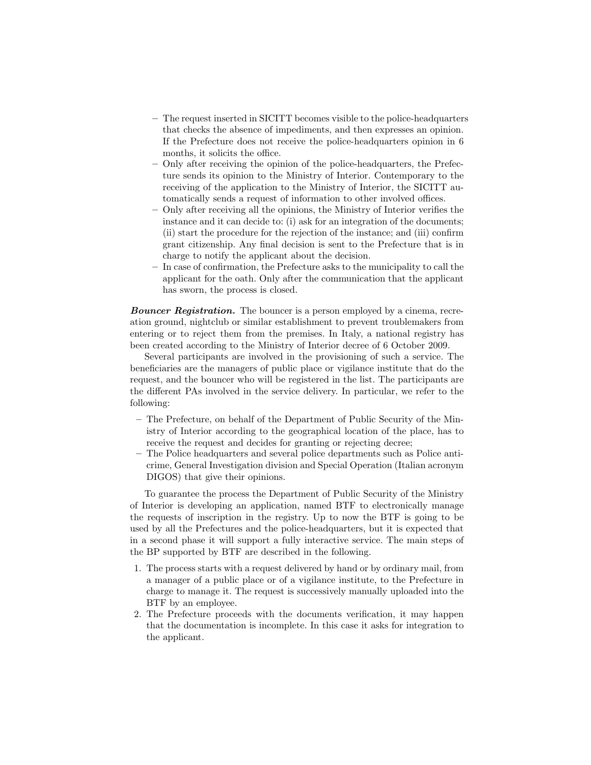- The request inserted in SICITT becomes visible to the police-headquarters that checks the absence of impediments, and then expresses an opinion. If the Prefecture does not receive the police-headquarters opinion in 6 months, it solicits the office.
- Only after receiving the opinion of the police-headquarters, the Prefecture sends its opinion to the Ministry of Interior. Contemporary to the receiving of the application to the Ministry of Interior, the SICITT automatically sends a request of information to other involved offices.
- Only after receiving all the opinions, the Ministry of Interior verifies the instance and it can decide to: (i) ask for an integration of the documents; (ii) start the procedure for the rejection of the instance; and (iii) confirm grant citizenship. Any final decision is sent to the Prefecture that is in charge to notify the applicant about the decision.
- In case of confirmation, the Prefecture asks to the municipality to call the applicant for the oath. Only after the communication that the applicant has sworn, the process is closed.

***Bouncer Registration.*** The bouncer is a person employed by a cinema, recreation ground, nightclub or similar establishment to prevent troublemakers from entering or to reject them from the premises. In Italy, a national registry has been created according to the Ministry of Interior decree of 6 October 2009.

Several participants are involved in the provisioning of such a service. The beneficiaries are the managers of public place or vigilance institute that do the request, and the bouncer who will be registered in the list. The participants are the different PAs involved in the service delivery. In particular, we refer to the following:

- The Prefecture, on behalf of the Department of Public Security of the Ministry of Interior according to the geographical location of the place, has to receive the request and decides for granting or rejecting decree;
- The Police headquarters and several police departments such as Police anti-crime, General Investigation division and Special Operation (Italian acronym DIGOS) that give their opinions.

To guarantee the process the Department of Public Security of the Ministry of Interior is developing an application, named BTF to electronically manage the requests of inscription in the registry. Up to now the BTF is going to be used by all the Prefectures and the police-headquarters, but it is expected that in a second phase it will support a fully interactive service. The main steps of the BP supported by BTF are described in the following.

1. The process starts with a request delivered by hand or by ordinary mail, from a manager of a public place or of a vigilance institute, to the Prefecture in charge to manage it. The request is successively manually uploaded into the BTF by an employee.
2. The Prefecture proceeds with the documents verification, it may happen that the documentation is incomplete. In this case it asks for integration to the applicant.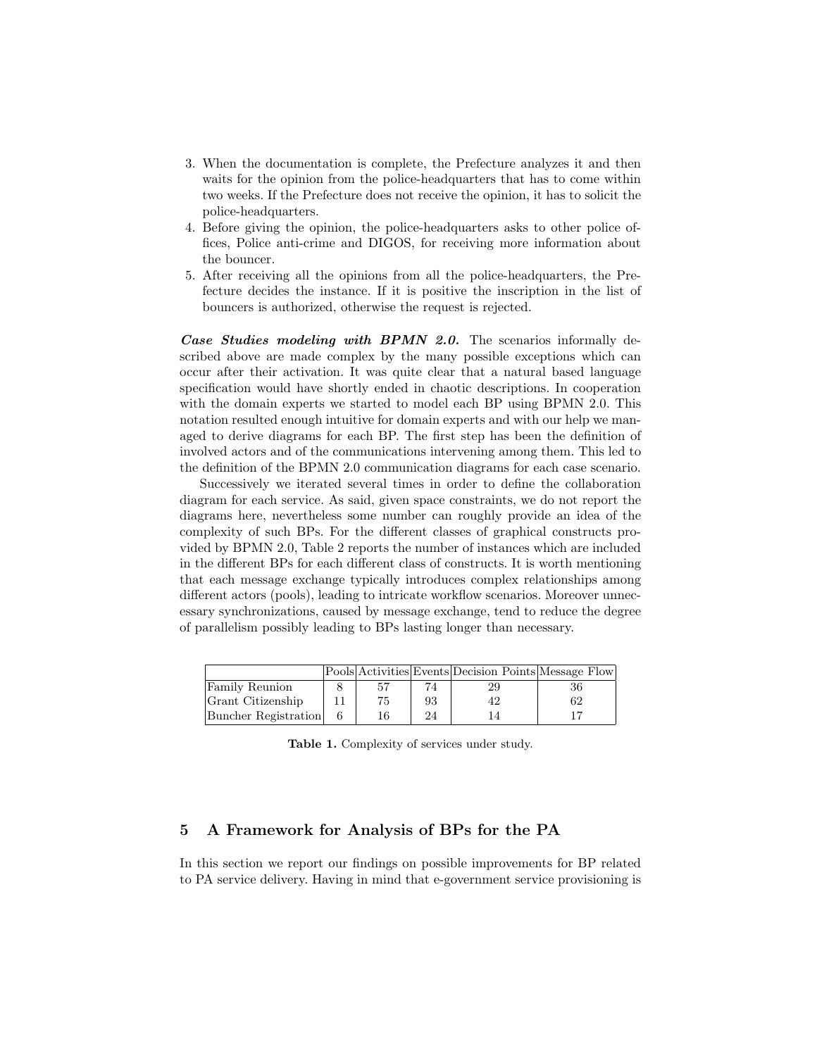3. When the documentation is complete, the Prefecture analyzes it and then waits for the opinion from the police-headquarters that has to come within two weeks. If the Prefecture does not receive the opinion, it has to solicit the police-headquarters.
4. Before giving the opinion, the police-headquarters asks to other police offices, Police anti-crime and DIGOS, for receiving more information about the bouncer.
5. After receiving all the opinions from all the police-headquarters, the Prefecture decides the instance. If it is positive the inscription in the list of bouncers is authorized, otherwise the request is rejected.

***Case Studies modeling with BPMN 2.0.*** The scenarios informally described above are made complex by the many possible exceptions which can occur after their activation. It was quite clear that a natural based language specification would have shortly ended in chaotic descriptions. In cooperation with the domain experts we started to model each BP using BPMN 2.0. This notation resulted enough intuitive for domain experts and with our help we managed to derive diagrams for each BP. The first step has been the definition of involved actors and of the communications intervening among them. This led to the definition of the BPMN 2.0 communication diagrams for each case scenario.

Successively we iterated several times in order to define the collaboration diagram for each service. As said, given space constraints, we do not report the diagrams here, nevertheless some number can roughly provide an idea of the complexity of such BPs. For the different classes of graphical constructs provided by BPMN 2.0, Table 2 reports the number of instances which are included in the different BPs for each different class of constructs. It is worth mentioning that each message exchange typically introduces complex relationships among different actors (pools), leading to intricate workflow scenarios. Moreover unnecessary synchronizations, caused by message exchange, tend to reduce the degree of parallelism possibly leading to BPs lasting longer than necessary.

| | Pools | Activities | Events | Decision Points | Message Flow |
|---|---|---|---|---|---|
| Family Reunion | 8 | 57 | 74 | 29 | 36 |
| Grant Citizenship | 11 | 75 | 93 | 42 | 62 |
| Buncher Registration | 6 | 16 | 24 | 14 | 17 |

**Table 1.** Complexity of services under study.

## 5 A Framework for Analysis of BPs for the PA

In this section we report our findings on possible improvements for BP related to PA service delivery. Having in mind that e-government service provisioning is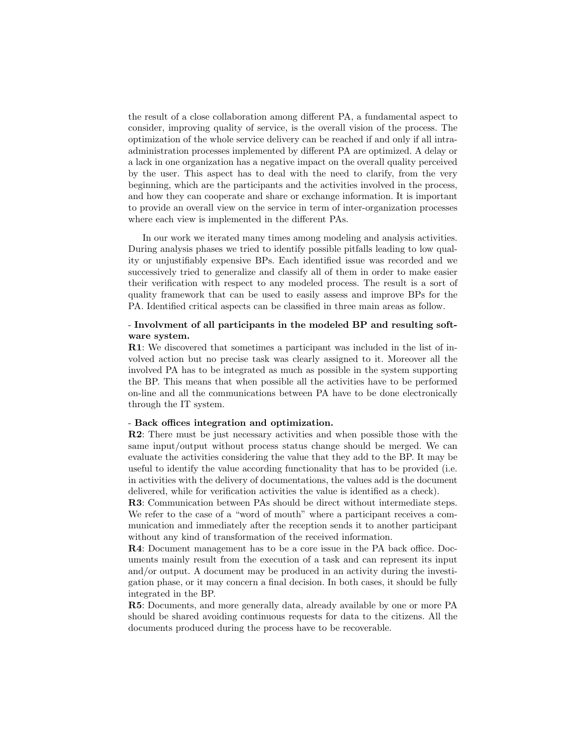the result of a close collaboration among different PA, a fundamental aspect to consider, improving quality of service, is the overall vision of the process. The optimization of the whole service delivery can be reached if and only if all intra-administration processes implemented by different PA are optimized. A delay or a lack in one organization has a negative impact on the overall quality perceived by the user. This aspect has to deal with the need to clarify, from the very beginning, which are the participants and the activities involved in the process, and how they can cooperate and share or exchange information. It is important to provide an overall view on the service in term of inter-organization processes where each view is implemented in the different PAs.

In our work we iterated many times among modeling and analysis activities. During analysis phases we tried to identify possible pitfalls leading to low quality or unjustifiably expensive BPs. Each identified issue was recorded and we successively tried to generalize and classify all of them in order to make easier their verification with respect to any modeled process. The result is a sort of quality framework that can be used to easily assess and improve BPs for the PA. Identified critical aspects can be classified in three main areas as follow.

- **Involvment of all participants in the modeled BP and resulting software system.**

**R1**: We discovered that sometimes a participant was included in the list of involved action but no precise task was clearly assigned to it. Moreover all the involved PA has to be integrated as much as possible in the system supporting the BP. This means that when possible all the activities have to be performed on-line and all the communications between PA have to be done electronically through the IT system.

- **Back offices integration and optimization.**

**R2**: There must be just necessary activities and when possible those with the same input/output without process status change should be merged. We can evaluate the activities considering the value that they add to the BP. It may be useful to identify the value according functionality that has to be provided (i.e. in activities with the delivery of documentations, the values add is the document delivered, while for verification activities the value is identified as a check).

**R3**: Communication between PAs should be direct without intermediate steps. We refer to the case of a "word of mouth" where a participant receives a communication and immediately after the reception sends it to another participant without any kind of transformation of the received information.

**R4**: Document management has to be a core issue in the PA back office. Documents mainly result from the execution of a task and can represent its input and/or output. A document may be produced in an activity during the investigation phase, or it may concern a final decision. In both cases, it should be fully integrated in the BP.

**R5**: Documents, and more generally data, already available by one or more PA should be shared avoiding continuous requests for data to the citizens. All the documents produced during the process have to be recoverable.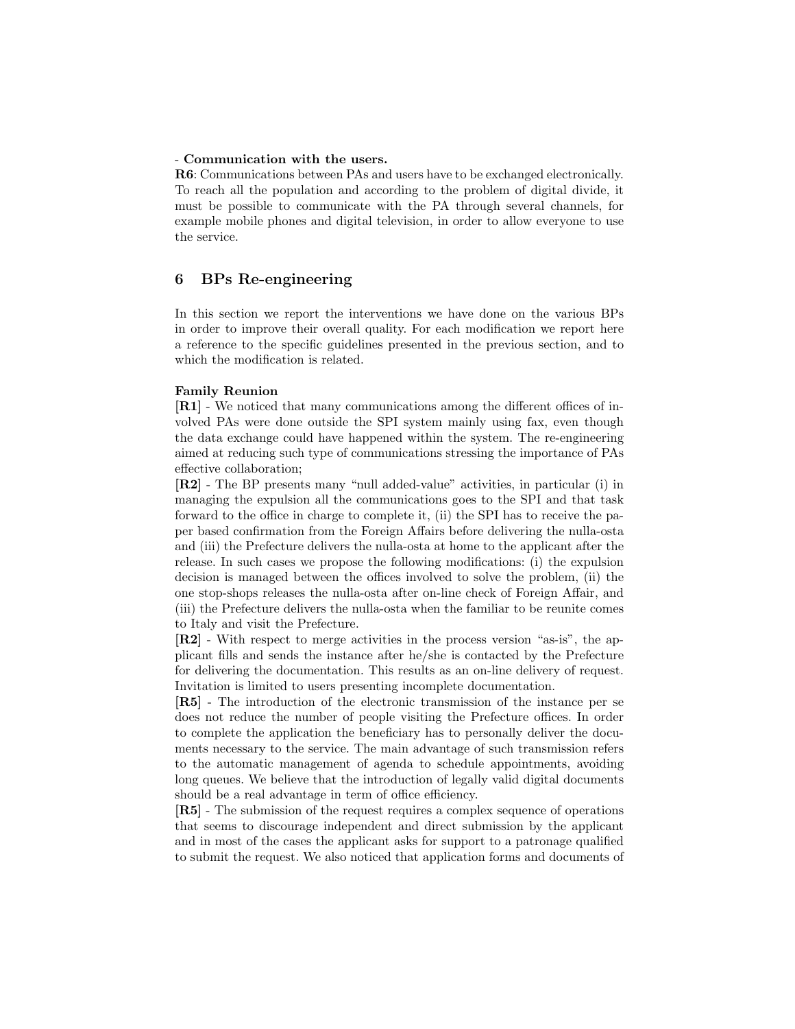- **Communication with the users.**
**R6**: Communications between PAs and users have to be exchanged electronically. To reach all the population and according to the problem of digital divide, it must be possible to communicate with the PA through several channels, for example mobile phones and digital television, in order to allow everyone to use the service.

## 6 BPs Re-engineering

In this section we report the interventions we have done on the various BPs in order to improve their overall quality. For each modification we report here a reference to the specific guidelines presented in the previous section, and to which the modification is related.

**Family Reunion**
**[R1]** - We noticed that many communications among the different offices of involved PAs were done outside the SPI system mainly using fax, even though the data exchange could have happened within the system. The re-engineering aimed at reducing such type of communications stressing the importance of PAs effective collaboration;
**[R2]** - The BP presents many "null added-value" activities, in particular (i) in managing the expulsion all the communications goes to the SPI and that task forward to the office in charge to complete it, (ii) the SPI has to receive the paper based confirmation from the Foreign Affairs before delivering the nulla-osta and (iii) the Prefecture delivers the nulla-osta at home to the applicant after the release. In such cases we propose the following modifications: (i) the expulsion decision is managed between the offices involved to solve the problem, (ii) the one stop-shops releases the nulla-osta after on-line check of Foreign Affair, and (iii) the Prefecture delivers the nulla-osta when the familiar to be reunite comes to Italy and visit the Prefecture.
**[R2]** - With respect to merge activities in the process version "as-is", the applicant fills and sends the instance after he/she is contacted by the Prefecture for delivering the documentation. This results as an on-line delivery of request. Invitation is limited to users presenting incomplete documentation.
**[R5]** - The introduction of the electronic transmission of the instance per se does not reduce the number of people visiting the Prefecture offices. In order to complete the application the beneficiary has to personally deliver the documents necessary to the service. The main advantage of such transmission refers to the automatic management of agenda to schedule appointments, avoiding long queues. We believe that the introduction of legally valid digital documents should be a real advantage in term of office efficiency.
**[R5]** - The submission of the request requires a complex sequence of operations that seems to discourage independent and direct submission by the applicant and in most of the cases the applicant asks for support to a patronage qualified to submit the request. We also noticed that application forms and documents of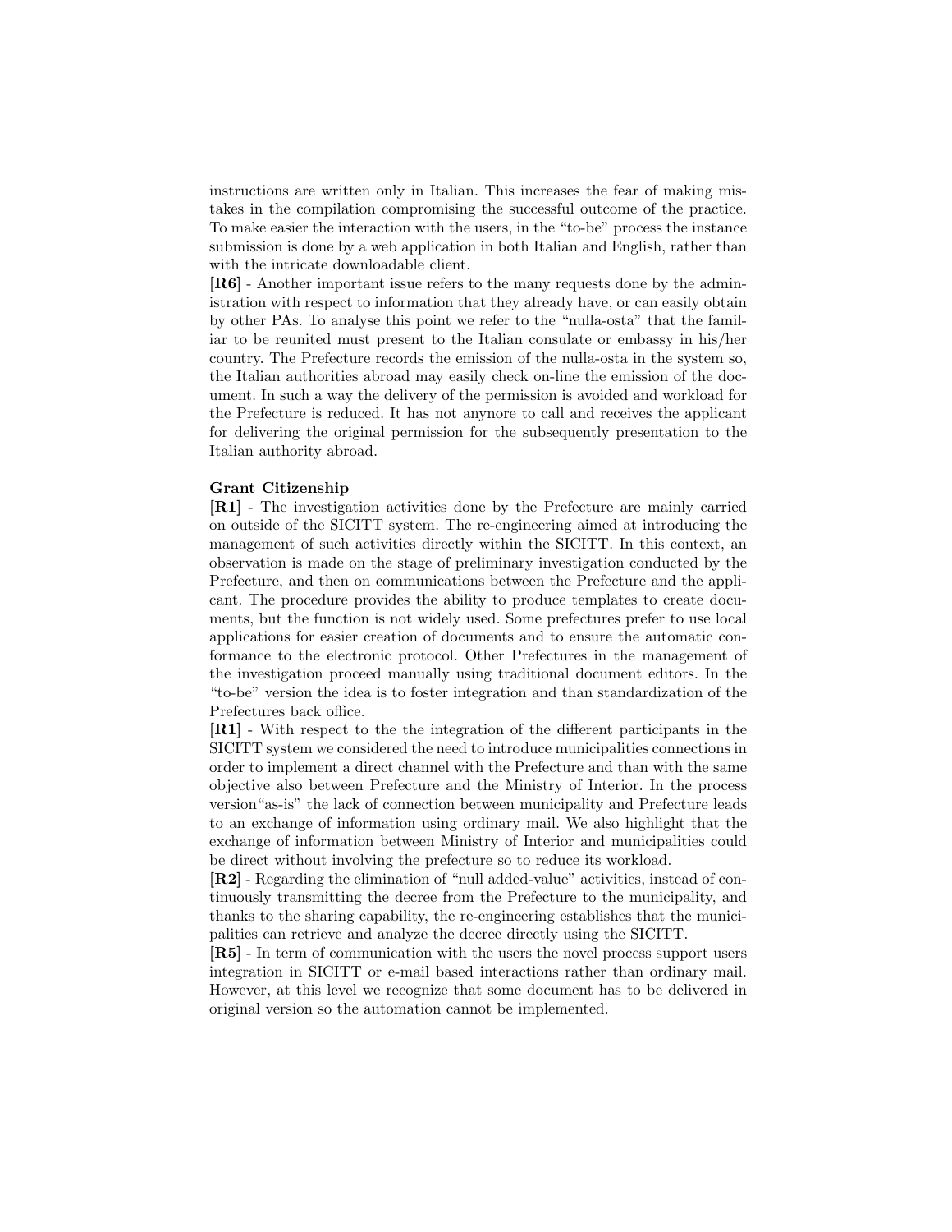instructions are written only in Italian. This increases the fear of making mistakes in the compilation compromising the successful outcome of the practice. To make easier the interaction with the users, in the "to-be" process the instance submission is done by a web application in both Italian and English, rather than with the intricate downloadable client.

**[R6]** - Another important issue refers to the many requests done by the administration with respect to information that they already have, or can easily obtain by other PAs. To analyse this point we refer to the "nulla-osta" that the familiar to be reunited must present to the Italian consulate or embassy in his/her country. The Prefecture records the emission of the nulla-osta in the system so, the Italian authorities abroad may easily check on-line the emission of the document. In such a way the delivery of the permission is avoided and workload for the Prefecture is reduced. It has not anynore to call and receives the applicant for delivering the original permission for the subsequently presentation to the Italian authority abroad.

**Grant Citizenship**

**[R1]** - The investigation activities done by the Prefecture are mainly carried on outside of the SICITT system. The re-engineering aimed at introducing the management of such activities directly within the SICITT. In this context, an observation is made on the stage of preliminary investigation conducted by the Prefecture, and then on communications between the Prefecture and the applicant. The procedure provides the ability to produce templates to create documents, but the function is not widely used. Some prefectures prefer to use local applications for easier creation of documents and to ensure the automatic conformance to the electronic protocol. Other Prefectures in the management of the investigation proceed manually using traditional document editors. In the "to-be" version the idea is to foster integration and than standardization of the Prefectures back office.

**[R1]** - With respect to the the integration of the different participants in the SICITT system we considered the need to introduce municipalities connections in order to implement a direct channel with the Prefecture and than with the same objective also between Prefecture and the Ministry of Interior. In the process version"as-is" the lack of connection between municipality and Prefecture leads to an exchange of information using ordinary mail. We also highlight that the exchange of information between Ministry of Interior and municipalities could be direct without involving the prefecture so to reduce its workload.

**[R2]** - Regarding the elimination of "null added-value" activities, instead of continuously transmitting the decree from the Prefecture to the municipality, and thanks to the sharing capability, the re-engineering establishes that the municipalities can retrieve and analyze the decree directly using the SICITT.

**[R5]** - In term of communication with the users the novel process support users integration in SICITT or e-mail based interactions rather than ordinary mail. However, at this level we recognize that some document has to be delivered in original version so the automation cannot be implemented.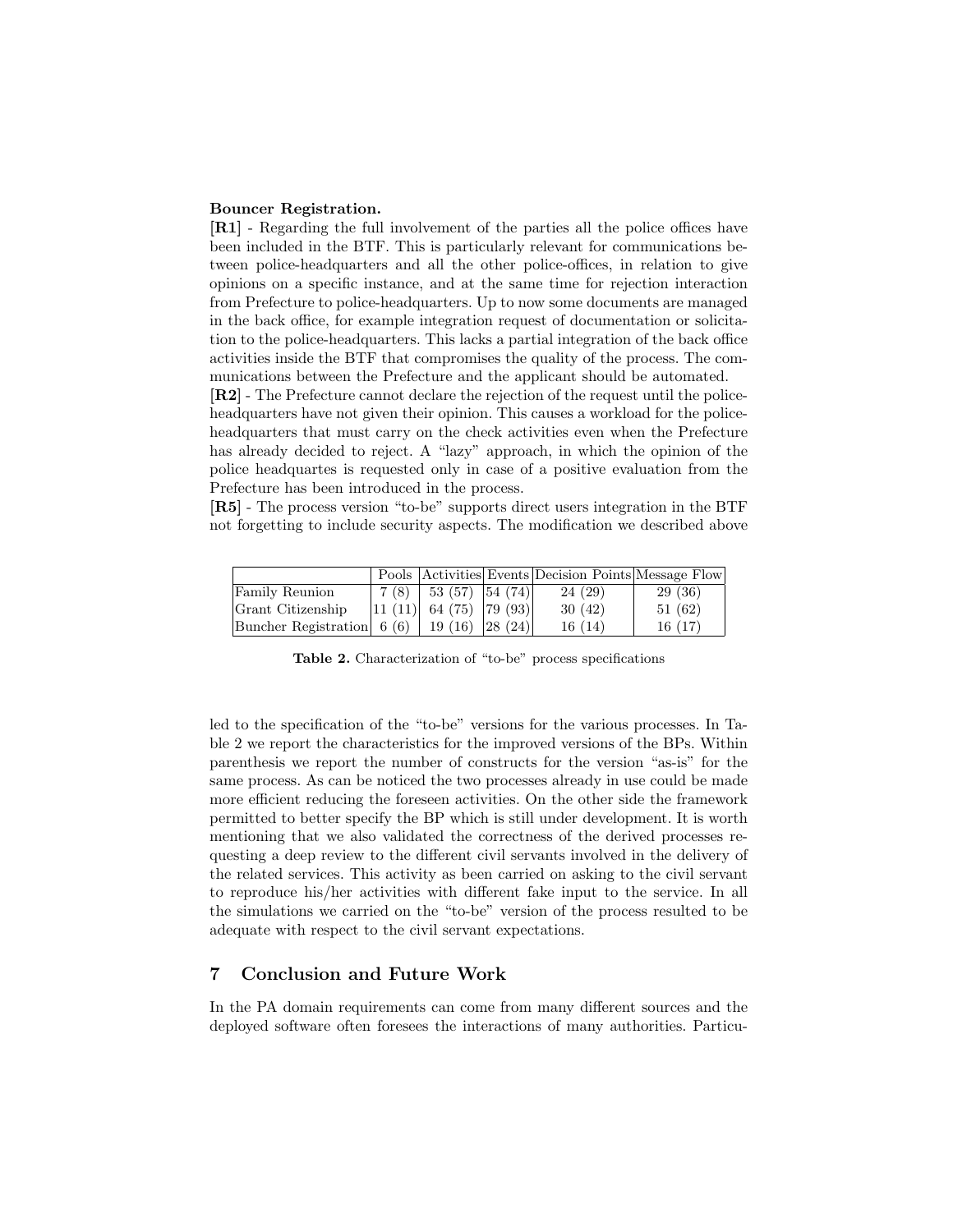**Bouncer Registration.**

**[R1]** - Regarding the full involvement of the parties all the police offices have been included in the BTF. This is particularly relevant for communications between police-headquarters and all the other police-offices, in relation to give opinions on a specific instance, and at the same time for rejection interaction from Prefecture to police-headquarters. Up to now some documents are managed in the back office, for example integration request of documentation or solicitation to the police-headquarters. This lacks a partial integration of the back office activities inside the BTF that compromises the quality of the process. The communications between the Prefecture and the applicant should be automated.

**[R2]** - The Prefecture cannot declare the rejection of the request until the police-headquarters have not given their opinion. This causes a workload for the police-headquarters that must carry on the check activities even when the Prefecture has already decided to reject. A "lazy" approach, in which the opinion of the police headquartes is requested only in case of a positive evaluation from the Prefecture has been introduced in the process.

**[R5]** - The process version "to-be" supports direct users integration in the BTF not forgetting to include security aspects. The modification we described above led to the specification of the "to-be" versions for the various processes. In Table 2 we report the characteristics for the improved versions of the BPs. Within parenthesis we report the number of constructs for the version "as-is" for the same process. As can be noticed the two processes already in use could be made more efficient reducing the foreseen activities. On the other side the framework permitted to better specify the BP which is still under development. It is worth mentioning that we also validated the correctness of the derived processes requesting a deep review to the different civil servants involved in the delivery of the related services. This activity as been carried on asking to the civil servant to reproduce his/her activities with different fake input to the service. In all the simulations we carried on the "to-be" version of the process resulted to be adequate with respect to the civil servant expectations.

| | Pools | Activities | Events | Decision Points | Message Flow |
|---|---|---|---|---|---|
| Family Reunion | 7 (8) | 53 (57) | 54 (74) | 24 (29) | 29 (36) |
| Grant Citizenship | 11 (11) | 64 (75) | 79 (93) | 30 (42) | 51 (62) |
| Buncher Registration | 6 (6) | 19 (16) | 28 (24) | 16 (14) | 16 (17) |

**Table 2.** Characterization of "to-be" process specifications

## 7 Conclusion and Future Work

In the PA domain requirements can come from many different sources and the deployed software often foresees the interactions of many authorities. Particu-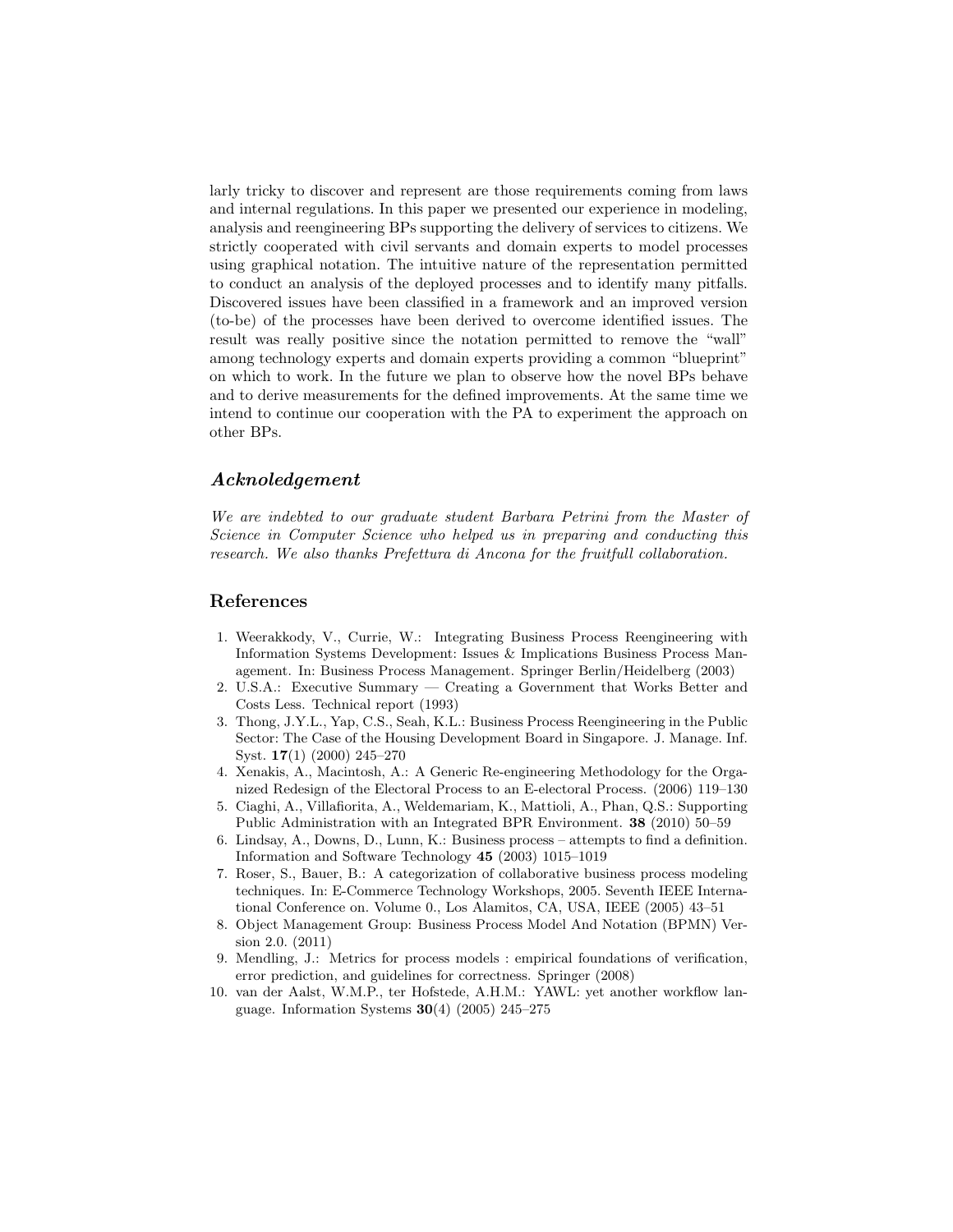larly tricky to discover and represent are those requirements coming from laws and internal regulations. In this paper we presented our experience in modeling, analysis and reengineering BPs supporting the delivery of services to citizens. We strictly cooperated with civil servants and domain experts to model processes using graphical notation. The intuitive nature of the representation permitted to conduct an analysis of the deployed processes and to identify many pitfalls. Discovered issues have been classified in a framework and an improved version (to-be) of the processes have been derived to overcome identified issues. The result was really positive since the notation permitted to remove the "wall" among technology experts and domain experts providing a common "blueprint" on which to work. In the future we plan to observe how the novel BPs behave and to derive measurements for the defined improvements. At the same time we intend to continue our cooperation with the PA to experiment the approach on other BPs.

## *Acknoledgement*

*We are indebted to our graduate student Barbara Petrini from the Master of Science in Computer Science who helped us in preparing and conducting this research. We also thanks Prefettura di Ancona for the fruitfull collaboration.*

## References

1. Weerakkody, V., Currie, W.: Integrating Business Process Reengineering with Information Systems Development: Issues & Implications Business Process Management. In: Business Process Management. Springer Berlin/Heidelberg (2003)
2. U.S.A.: Executive Summary — Creating a Government that Works Better and Costs Less. Technical report (1993)
3. Thong, J.Y.L., Yap, C.S., Seah, K.L.: Business Process Reengineering in the Public Sector: The Case of the Housing Development Board in Singapore. J. Manage. Inf. Syst. **17**(1) (2000) 245–270
4. Xenakis, A., Macintosh, A.: A Generic Re-engineering Methodology for the Organized Redesign of the Electoral Process to an E-electoral Process. (2006) 119–130
5. Ciaghi, A., Villafiorita, A., Weldemariam, K., Mattioli, A., Phan, Q.S.: Supporting Public Administration with an Integrated BPR Environment. **38** (2010) 50–59
6. Lindsay, A., Downs, D., Lunn, K.: Business process – attempts to find a definition. Information and Software Technology **45** (2003) 1015–1019
7. Roser, S., Bauer, B.: A categorization of collaborative business process modeling techniques. In: E-Commerce Technology Workshops, 2005. Seventh IEEE International Conference on. Volume 0., Los Alamitos, CA, USA, IEEE (2005) 43–51
8. Object Management Group: Business Process Model And Notation (BPMN) Version 2.0. (2011)
9. Mendling, J.: Metrics for process models : empirical foundations of verification, error prediction, and guidelines for correctness. Springer (2008)
10. van der Aalst, W.M.P., ter Hofstede, A.H.M.: YAWL: yet another workflow language. Information Systems **30**(4) (2005) 245–275